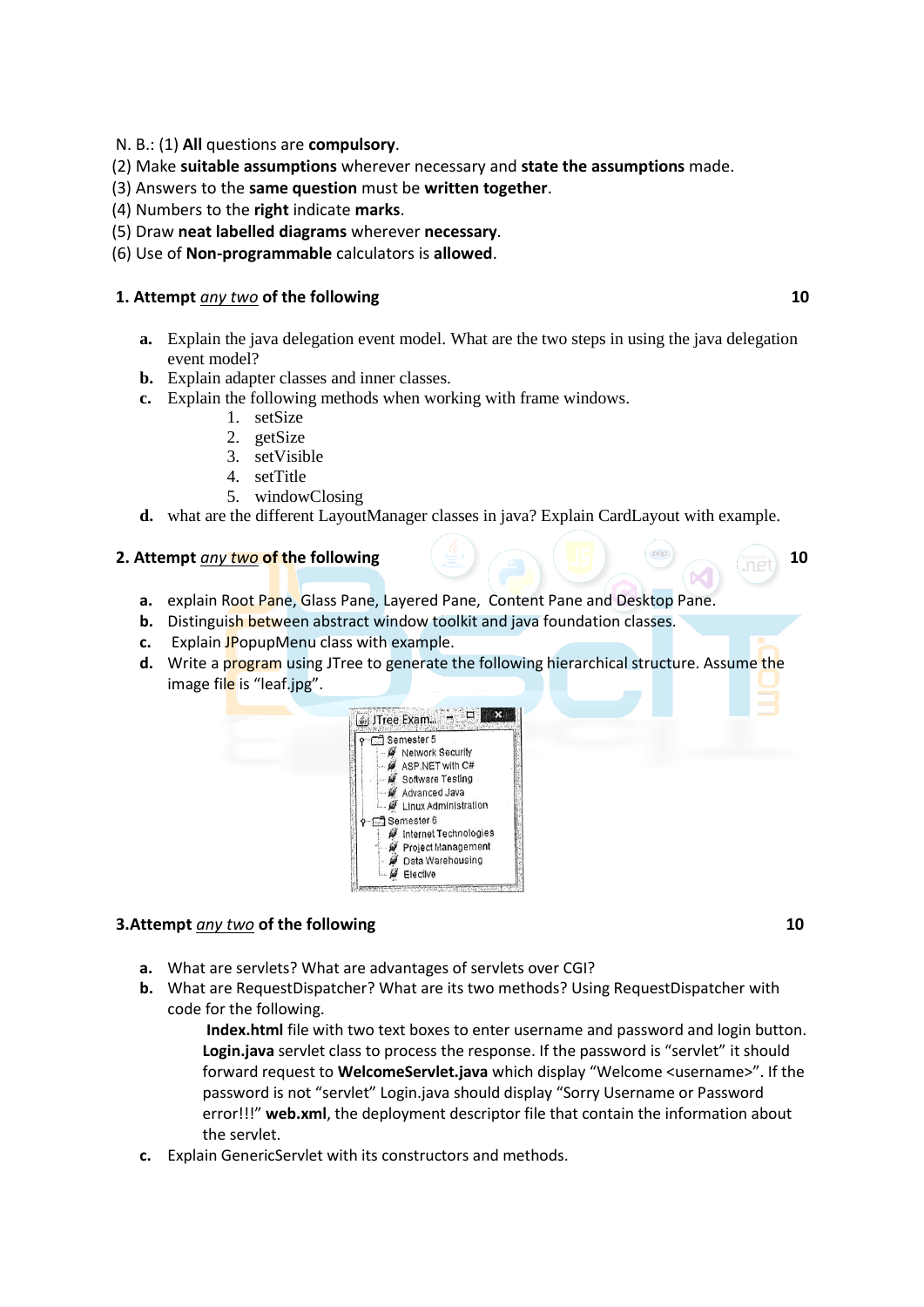N. B.: (1) **All** questions are **compulsory**.
(2) Make **suitable assumptions** wherever necessary and **state the assumptions** made.
(3) Answers to the **same question** must be **written together**.
(4) Numbers to the **right** indicate **marks**.
(5) Draw **neat labelled diagrams** wherever **necessary**.
(6) Use of **Non-programmable** calculators is **allowed**.

## 1. Attempt *any two* of the following — 10

**a.** Explain the java delegation event model. What are the two steps in using the java delegation event model?

**b.** Explain adapter classes and inner classes.

**c.** Explain the following methods when working with frame windows.
1. setSize
2. getSize
3. setVisible
4. setTitle
5. windowClosing

**d.** what are the different LayoutManager classes in java? Explain CardLayout with example.

## 2. Attempt *any two* of the following — 10

**a.** explain Root Pane, Glass Pane, Layered Pane, Content Pane and Desktop Pane.

**b.** Distinguish between abstract window toolkit and java foundation classes.

**c.** Explain JPopupMenu class with example.

**d.** Write a program using JTree to generate the following hierarchical structure. Assume the image file is "leaf.jpg".

```
JTree Exam...
Semester 5
    Network Security
    ASP.NET with C#
    Software Testing
    Advanced Java
    Linux Administration
Semester 6
    Internet Technologies
    Project Management
    Data Warehousing
    Elective
```

## 3. Attempt *any two* of the following — 10

**a.** What are servlets? What are advantages of servlets over CGI?

**b.** What are RequestDispatcher? What are its two methods? Using RequestDispatcher with code for the following.

**Index.html** file with two text boxes to enter username and password and login button. **Login.java** servlet class to process the response. If the password is "servlet" it should forward request to **WelcomeServlet.java** which display "Welcome <username>". If the password is not "servlet" Login.java should display "Sorry Username or Password error!!!" **web.xml**, the deployment descriptor file that contain the information about the servlet.

**c.** Explain GenericServlet with its constructors and methods.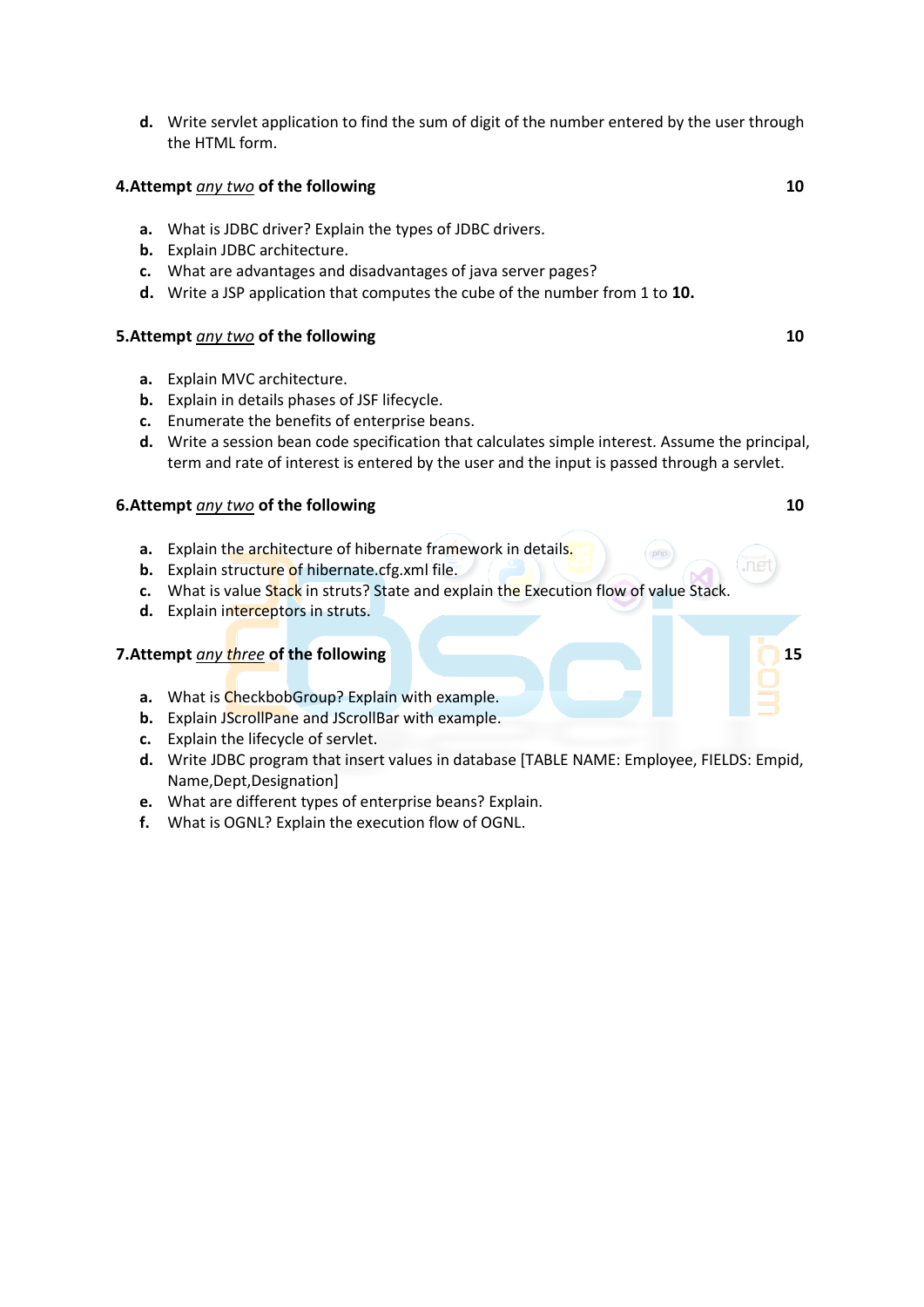d. Write servlet application to find the sum of digit of the number entered by the user through the HTML form.

**4.Attempt *any two* of the following** **10**

a. What is JDBC driver? Explain the types of JDBC drivers.
b. Explain JDBC architecture.
c. What are advantages and disadvantages of java server pages?
d. Write a JSP application that computes the cube of the number from 1 to **10.**

**5.Attempt *any two* of the following** **10**

a. Explain MVC architecture.
b. Explain in details phases of JSF lifecycle.
c. Enumerate the benefits of enterprise beans.
d. Write a session bean code specification that calculates simple interest. Assume the principal, term and rate of interest is entered by the user and the input is passed through a servlet.

**6.Attempt *any two* of the following** **10**

a. Explain the architecture of hibernate framework in details.
b. Explain structure of hibernate.cfg.xml file.
c. What is value Stack in struts? State and explain the Execution flow of value Stack.
d. Explain interceptors in struts.

**7.Attempt *any three* of the following** **15**

a. What is CheckbobGroup? Explain with example.
b. Explain JScrollPane and JScrollBar with example.
c. Explain the lifecycle of servlet.
d. Write JDBC program that insert values in database [TABLE NAME: Employee, FIELDS: Empid, Name,Dept,Designation]
e. What are different types of enterprise beans? Explain.
f. What is OGNL? Explain the execution flow of OGNL.